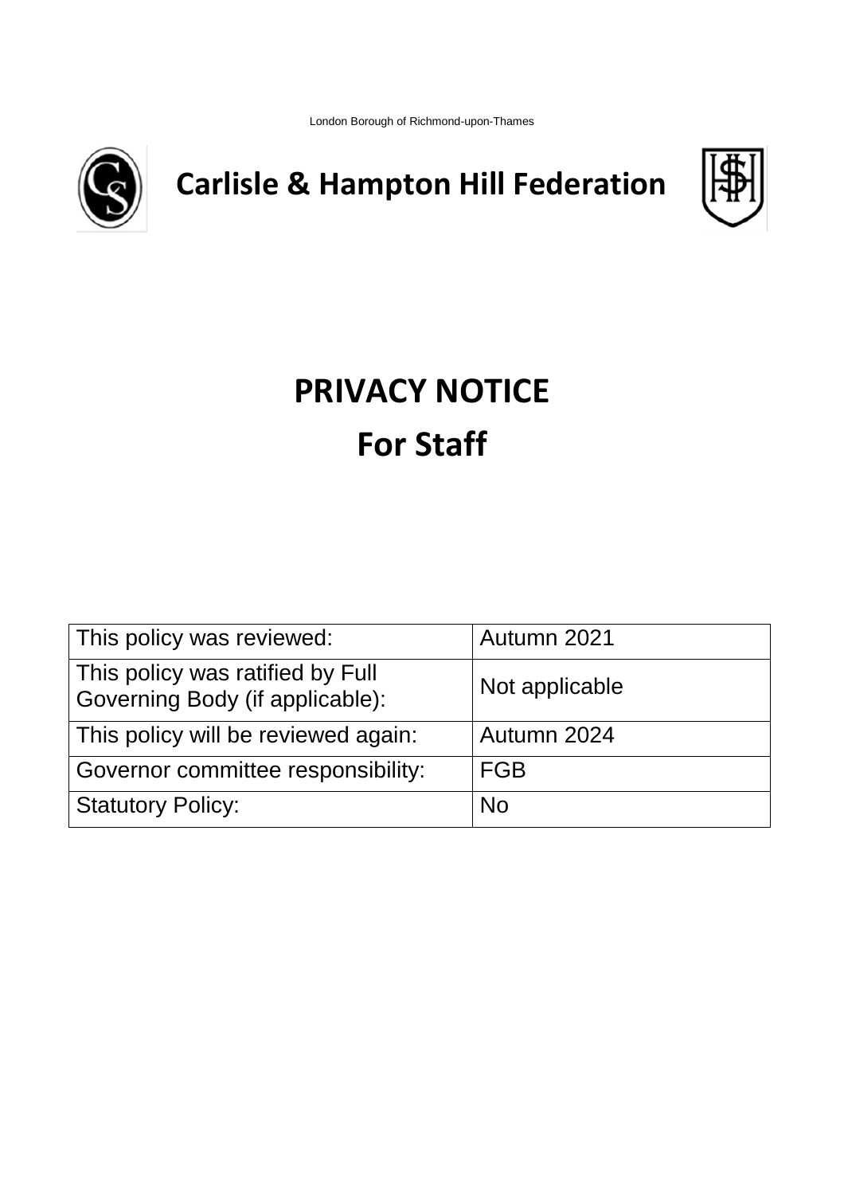London Borough of Richmond-upon-Thames

# Carlisle & Hampton Hill Federation

# PRIVACY NOTICE

# For Staff

| | |
|---|---|
| This policy was reviewed: | Autumn 2021 |
| This policy was ratified by Full Governing Body (if applicable): | Not applicable |
| This policy will be reviewed again: | Autumn 2024 |
| Governor committee responsibility: | FGB |
| Statutory Policy: | No |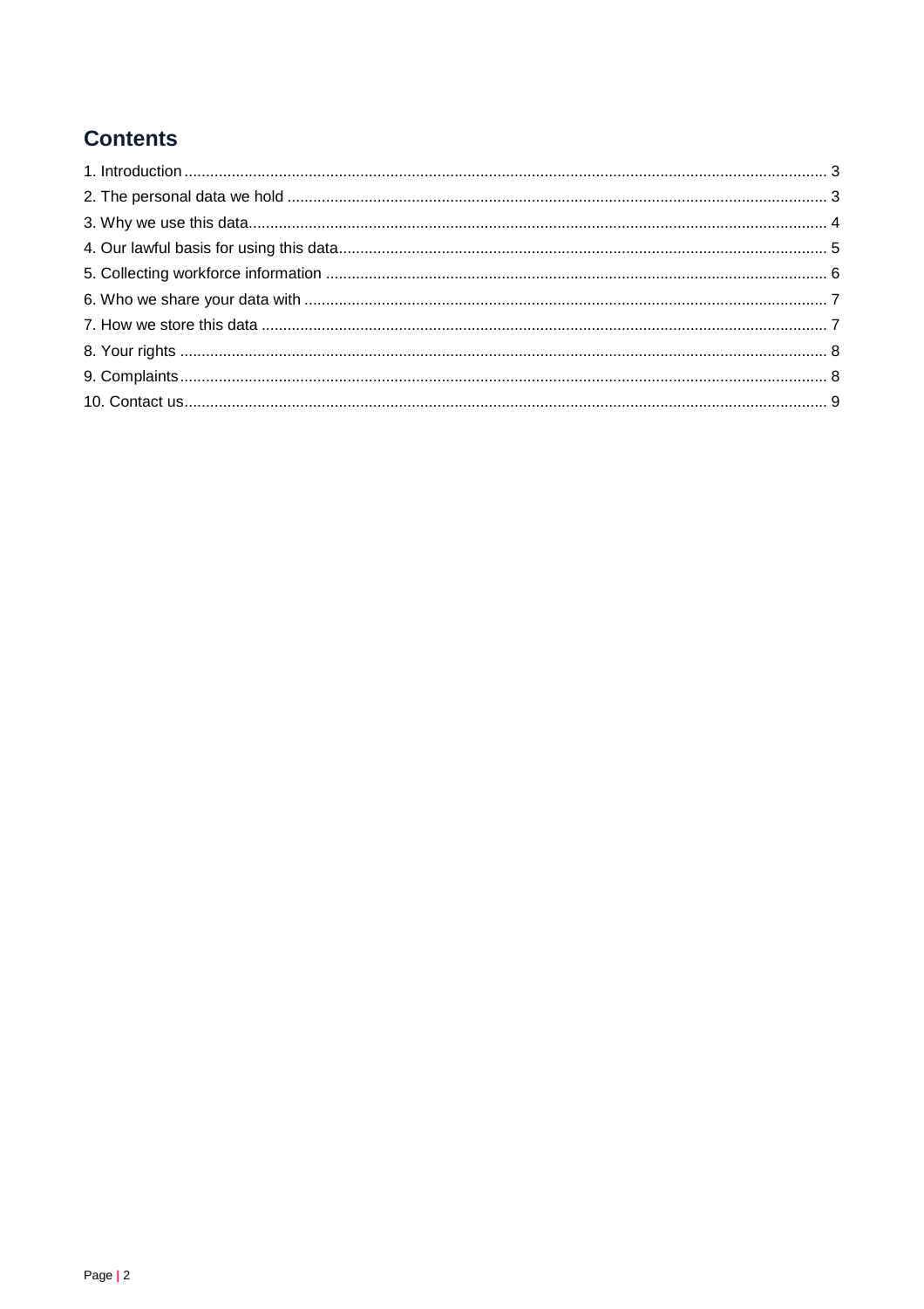# Contents

1. Introduction .................................................................................................................................... 3
2. The personal data we hold ............................................................................................................ 3
3. Why we use this data..................................................................................................................... 4
4. Our lawful basis for using this data................................................................................................ 5
5. Collecting workforce information .................................................................................................... 6
6. Who we share your data with ......................................................................................................... 7
7. How we store this data .................................................................................................................. 7
8. Your rights ..................................................................................................................................... 8
9. Complaints..................................................................................................................................... 8
10. Contact us.................................................................................................................................... 9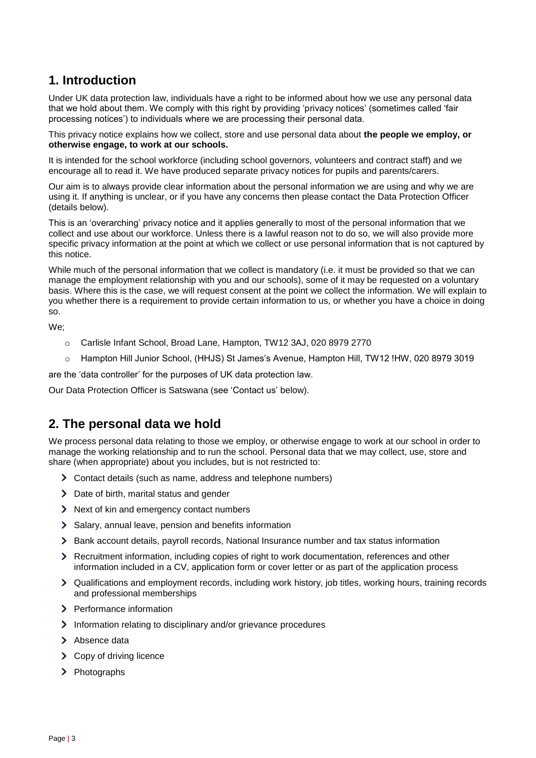## 1. Introduction

Under UK data protection law, individuals have a right to be informed about how we use any personal data that we hold about them. We comply with this right by providing 'privacy notices' (sometimes called 'fair processing notices') to individuals where we are processing their personal data.

This privacy notice explains how we collect, store and use personal data about **the people we employ, or otherwise engage, to work at our schools.**

It is intended for the school workforce (including school governors, volunteers and contract staff) and we encourage all to read it. We have produced separate privacy notices for pupils and parents/carers.

Our aim is to always provide clear information about the personal information we are using and why we are using it. If anything is unclear, or if you have any concerns then please contact the Data Protection Officer (details below).

This is an 'overarching' privacy notice and it applies generally to most of the personal information that we collect and use about our workforce. Unless there is a lawful reason not to do so, we will also provide more specific privacy information at the point at which we collect or use personal information that is not captured by this notice.

While much of the personal information that we collect is mandatory (i.e. it must be provided so that we can manage the employment relationship with you and our schools), some of it may be requested on a voluntary basis. Where this is the case, we will request consent at the point we collect the information. We will explain to you whether there is a requirement to provide certain information to us, or whether you have a choice in doing so.

We;

- Carlisle Infant School, Broad Lane, Hampton, TW12 3AJ, 020 8979 2770
- Hampton Hill Junior School, (HHJS) St James's Avenue, Hampton Hill, TW12 !HW, 020 8979 3019

are the 'data controller' for the purposes of UK data protection law.

Our Data Protection Officer is Satswana (see 'Contact us' below).

## 2. The personal data we hold

We process personal data relating to those we employ, or otherwise engage to work at our school in order to manage the working relationship and to run the school. Personal data that we may collect, use, store and share (when appropriate) about you includes, but is not restricted to:

- Contact details (such as name, address and telephone numbers)
- Date of birth, marital status and gender
- Next of kin and emergency contact numbers
- Salary, annual leave, pension and benefits information
- Bank account details, payroll records, National Insurance number and tax status information
- Recruitment information, including copies of right to work documentation, references and other information included in a CV, application form or cover letter or as part of the application process
- Qualifications and employment records, including work history, job titles, working hours, training records and professional memberships
- Performance information
- Information relating to disciplinary and/or grievance procedures
- Absence data
- Copy of driving licence
- Photographs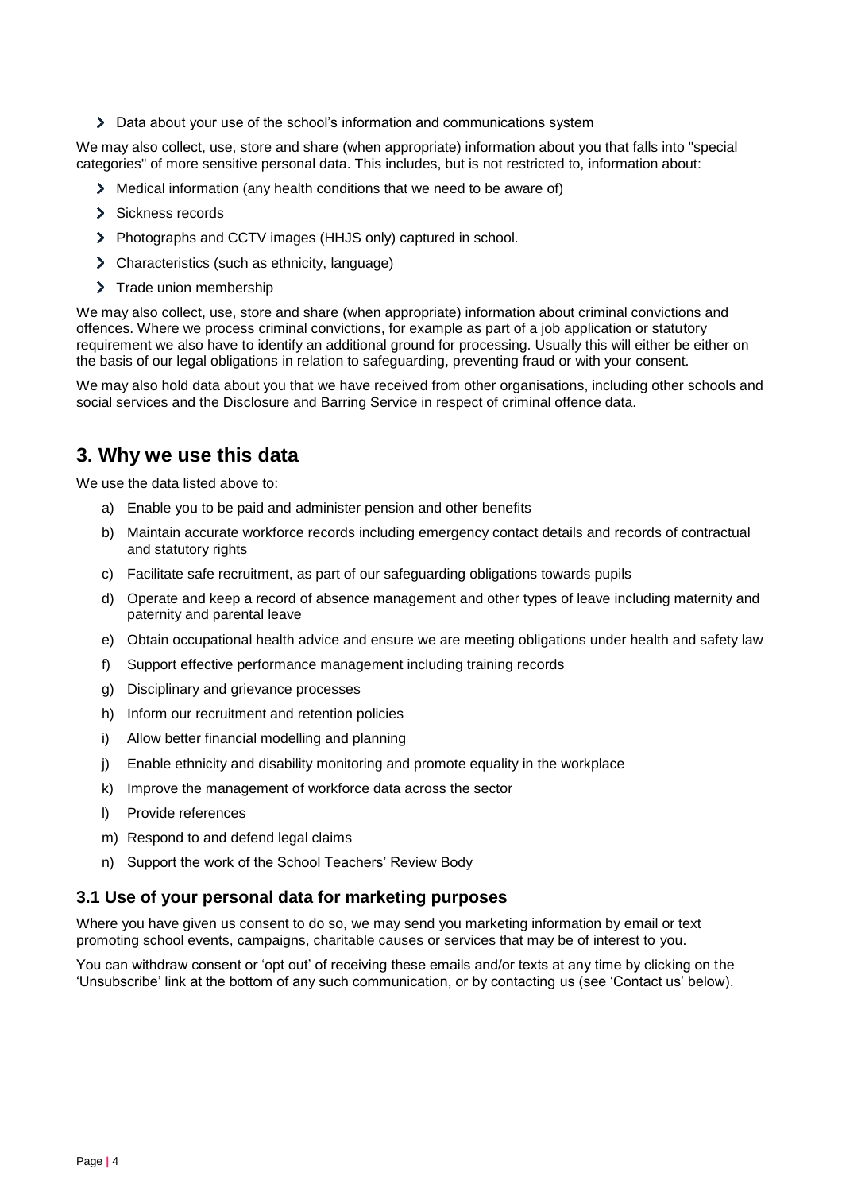- Data about your use of the school's information and communications system

We may also collect, use, store and share (when appropriate) information about you that falls into "special categories" of more sensitive personal data. This includes, but is not restricted to, information about:

- Medical information (any health conditions that we need to be aware of)
- Sickness records
- Photographs and CCTV images (HHJS only) captured in school.
- Characteristics (such as ethnicity, language)
- Trade union membership

We may also collect, use, store and share (when appropriate) information about criminal convictions and offences. Where we process criminal convictions, for example as part of a job application or statutory requirement we also have to identify an additional ground for processing. Usually this will either be either on the basis of our legal obligations in relation to safeguarding, preventing fraud or with your consent.

We may also hold data about you that we have received from other organisations, including other schools and social services and the Disclosure and Barring Service in respect of criminal offence data.

## 3. Why we use this data

We use the data listed above to:

a) Enable you to be paid and administer pension and other benefits
b) Maintain accurate workforce records including emergency contact details and records of contractual and statutory rights
c) Facilitate safe recruitment, as part of our safeguarding obligations towards pupils
d) Operate and keep a record of absence management and other types of leave including maternity and paternity and parental leave
e) Obtain occupational health advice and ensure we are meeting obligations under health and safety law
f) Support effective performance management including training records
g) Disciplinary and grievance processes
h) Inform our recruitment and retention policies
i) Allow better financial modelling and planning
j) Enable ethnicity and disability monitoring and promote equality in the workplace
k) Improve the management of workforce data across the sector
l) Provide references
m) Respond to and defend legal claims
n) Support the work of the School Teachers' Review Body

### 3.1 Use of your personal data for marketing purposes

Where you have given us consent to do so, we may send you marketing information by email or text promoting school events, campaigns, charitable causes or services that may be of interest to you.

You can withdraw consent or 'opt out' of receiving these emails and/or texts at any time by clicking on the 'Unsubscribe' link at the bottom of any such communication, or by contacting us (see 'Contact us' below).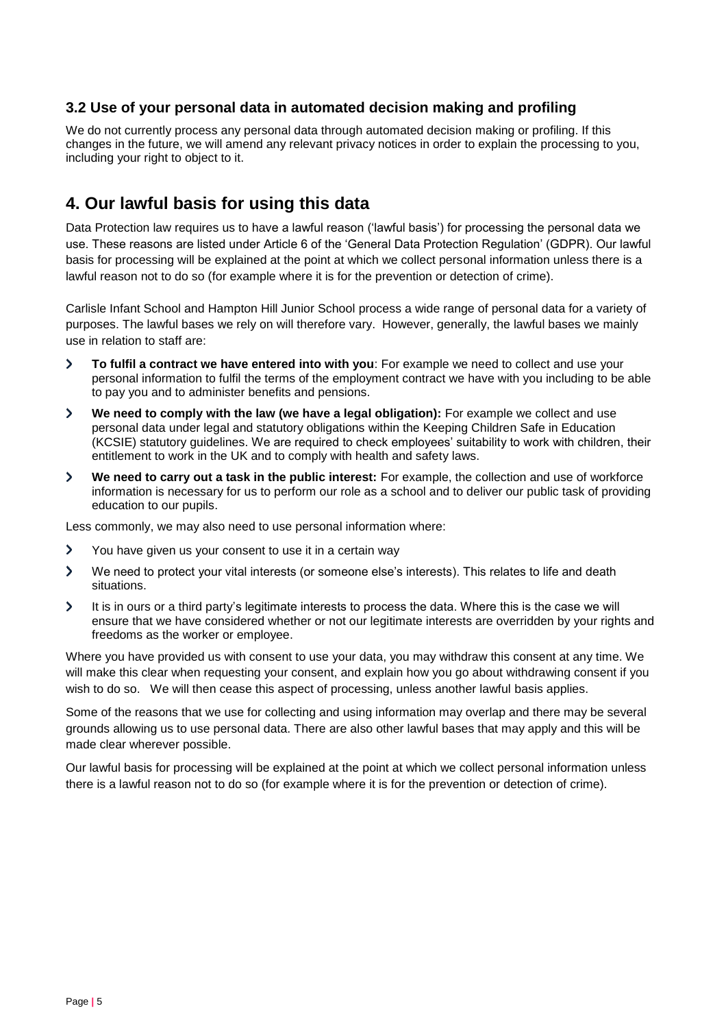### 3.2 Use of your personal data in automated decision making and profiling

We do not currently process any personal data through automated decision making or profiling. If this changes in the future, we will amend any relevant privacy notices in order to explain the processing to you, including your right to object to it.

## 4. Our lawful basis for using this data

Data Protection law requires us to have a lawful reason ('lawful basis') for processing the personal data we use. These reasons are listed under Article 6 of the 'General Data Protection Regulation' (GDPR). Our lawful basis for processing will be explained at the point at which we collect personal information unless there is a lawful reason not to do so (for example where it is for the prevention or detection of crime).

Carlisle Infant School and Hampton Hill Junior School process a wide range of personal data for a variety of purposes. The lawful bases we rely on will therefore vary. However, generally, the lawful bases we mainly use in relation to staff are:

- **To fulfil a contract we have entered into with you**: For example we need to collect and use your personal information to fulfil the terms of the employment contract we have with you including to be able to pay you and to administer benefits and pensions.
- **We need to comply with the law (we have a legal obligation):** For example we collect and use personal data under legal and statutory obligations within the Keeping Children Safe in Education (KCSIE) statutory guidelines. We are required to check employees' suitability to work with children, their entitlement to work in the UK and to comply with health and safety laws.
- **We need to carry out a task in the public interest:** For example, the collection and use of workforce information is necessary for us to perform our role as a school and to deliver our public task of providing education to our pupils.

Less commonly, we may also need to use personal information where:

- You have given us your consent to use it in a certain way
- We need to protect your vital interests (or someone else's interests). This relates to life and death situations.
- It is in ours or a third party's legitimate interests to process the data. Where this is the case we will ensure that we have considered whether or not our legitimate interests are overridden by your rights and freedoms as the worker or employee.

Where you have provided us with consent to use your data, you may withdraw this consent at any time. We will make this clear when requesting your consent, and explain how you go about withdrawing consent if you wish to do so. We will then cease this aspect of processing, unless another lawful basis applies.

Some of the reasons that we use for collecting and using information may overlap and there may be several grounds allowing us to use personal data. There are also other lawful bases that may apply and this will be made clear wherever possible.

Our lawful basis for processing will be explained at the point at which we collect personal information unless there is a lawful reason not to do so (for example where it is for the prevention or detection of crime).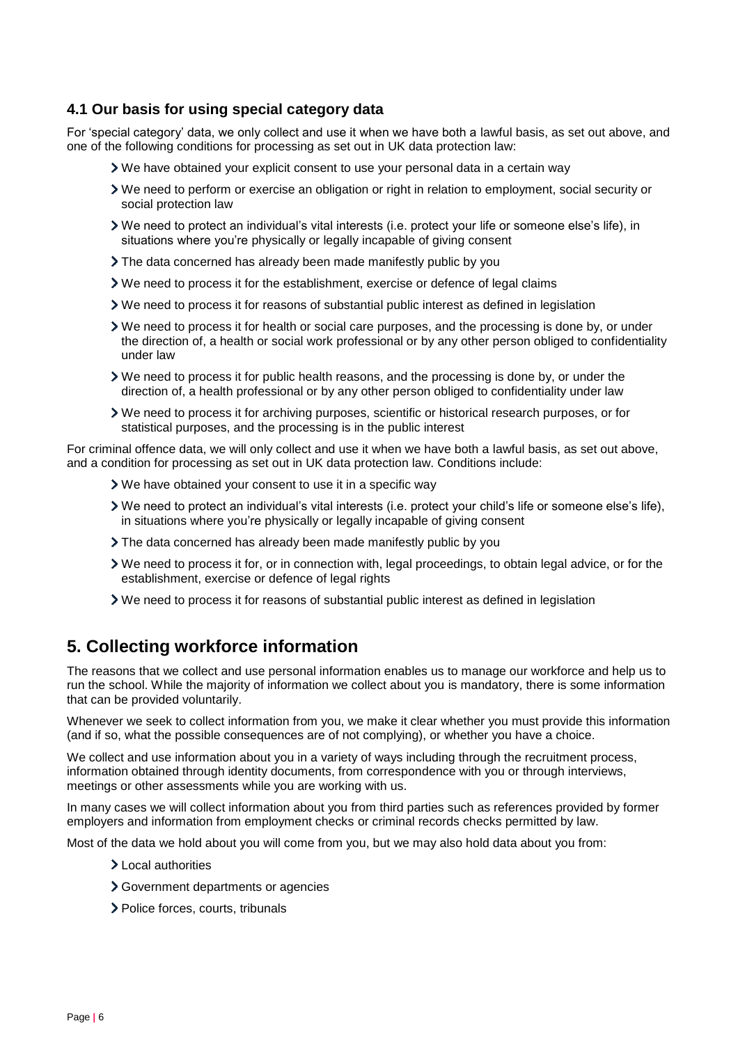### 4.1 Our basis for using special category data

For 'special category' data, we only collect and use it when we have both a lawful basis, as set out above, and one of the following conditions for processing as set out in UK data protection law:

- We have obtained your explicit consent to use your personal data in a certain way
- We need to perform or exercise an obligation or right in relation to employment, social security or social protection law
- We need to protect an individual's vital interests (i.e. protect your life or someone else's life), in situations where you're physically or legally incapable of giving consent
- The data concerned has already been made manifestly public by you
- We need to process it for the establishment, exercise or defence of legal claims
- We need to process it for reasons of substantial public interest as defined in legislation
- We need to process it for health or social care purposes, and the processing is done by, or under the direction of, a health or social work professional or by any other person obliged to confidentiality under law
- We need to process it for public health reasons, and the processing is done by, or under the direction of, a health professional or by any other person obliged to confidentiality under law
- We need to process it for archiving purposes, scientific or historical research purposes, or for statistical purposes, and the processing is in the public interest

For criminal offence data, we will only collect and use it when we have both a lawful basis, as set out above, and a condition for processing as set out in UK data protection law. Conditions include:

- We have obtained your consent to use it in a specific way
- We need to protect an individual's vital interests (i.e. protect your child's life or someone else's life), in situations where you're physically or legally incapable of giving consent
- The data concerned has already been made manifestly public by you
- We need to process it for, or in connection with, legal proceedings, to obtain legal advice, or for the establishment, exercise or defence of legal rights
- We need to process it for reasons of substantial public interest as defined in legislation

## 5. Collecting workforce information

The reasons that we collect and use personal information enables us to manage our workforce and help us to run the school. While the majority of information we collect about you is mandatory, there is some information that can be provided voluntarily.

Whenever we seek to collect information from you, we make it clear whether you must provide this information (and if so, what the possible consequences are of not complying), or whether you have a choice.

We collect and use information about you in a variety of ways including through the recruitment process, information obtained through identity documents, from correspondence with you or through interviews, meetings or other assessments while you are working with us.

In many cases we will collect information about you from third parties such as references provided by former employers and information from employment checks or criminal records checks permitted by law.

Most of the data we hold about you will come from you, but we may also hold data about you from:

- Local authorities
- Government departments or agencies
- Police forces, courts, tribunals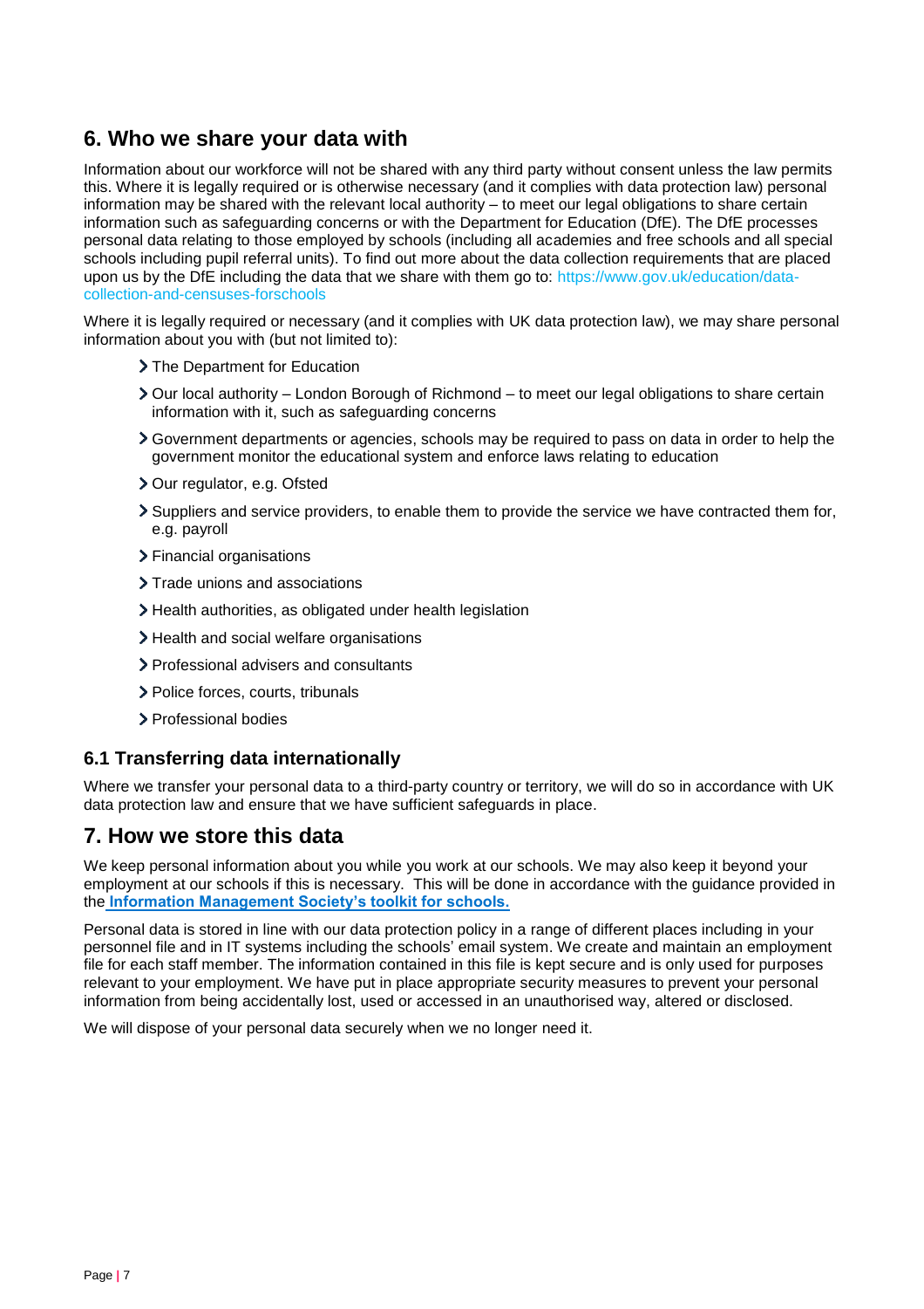## 6. Who we share your data with

Information about our workforce will not be shared with any third party without consent unless the law permits this. Where it is legally required or is otherwise necessary (and it complies with data protection law) personal information may be shared with the relevant local authority – to meet our legal obligations to share certain information such as safeguarding concerns or with the Department for Education (DfE). The DfE processes personal data relating to those employed by schools (including all academies and free schools and all special schools including pupil referral units). To find out more about the data collection requirements that are placed upon us by the DfE including the data that we share with them go to: https://www.gov.uk/education/data-collection-and-censuses-forschools

Where it is legally required or necessary (and it complies with UK data protection law), we may share personal information about you with (but not limited to):

- The Department for Education
- Our local authority – London Borough of Richmond – to meet our legal obligations to share certain information with it, such as safeguarding concerns
- Government departments or agencies, schools may be required to pass on data in order to help the government monitor the educational system and enforce laws relating to education
- Our regulator, e.g. Ofsted
- Suppliers and service providers, to enable them to provide the service we have contracted them for, e.g. payroll
- Financial organisations
- Trade unions and associations
- Health authorities, as obligated under health legislation
- Health and social welfare organisations
- Professional advisers and consultants
- Police forces, courts, tribunals
- Professional bodies

### 6.1 Transferring data internationally

Where we transfer your personal data to a third-party country or territory, we will do so in accordance with UK data protection law and ensure that we have sufficient safeguards in place.

## 7. How we store this data

We keep personal information about you while you work at our schools. We may also keep it beyond your employment at our schools if this is necessary. This will be done in accordance with the guidance provided in the **Information Management Society's toolkit for schools.**

Personal data is stored in line with our data protection policy in a range of different places including in your personnel file and in IT systems including the schools' email system. We create and maintain an employment file for each staff member. The information contained in this file is kept secure and is only used for purposes relevant to your employment. We have put in place appropriate security measures to prevent your personal information from being accidentally lost, used or accessed in an unauthorised way, altered or disclosed.

We will dispose of your personal data securely when we no longer need it.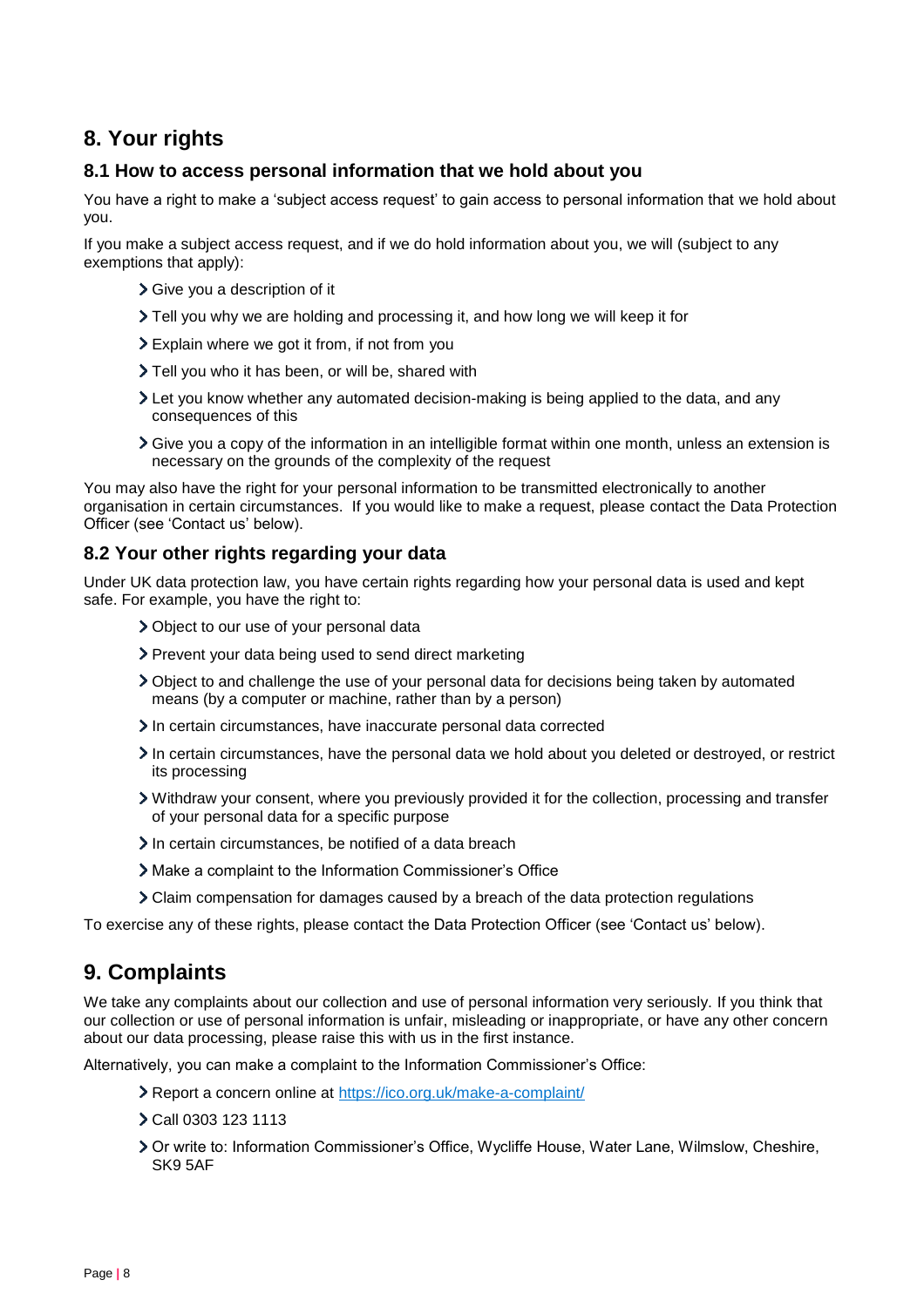## 8. Your rights

### 8.1 How to access personal information that we hold about you

You have a right to make a 'subject access request' to gain access to personal information that we hold about you.

If you make a subject access request, and if we do hold information about you, we will (subject to any exemptions that apply):

- Give you a description of it
- Tell you why we are holding and processing it, and how long we will keep it for
- Explain where we got it from, if not from you
- Tell you who it has been, or will be, shared with
- Let you know whether any automated decision-making is being applied to the data, and any consequences of this
- Give you a copy of the information in an intelligible format within one month, unless an extension is necessary on the grounds of the complexity of the request

You may also have the right for your personal information to be transmitted electronically to another organisation in certain circumstances. If you would like to make a request, please contact the Data Protection Officer (see 'Contact us' below).

### 8.2 Your other rights regarding your data

Under UK data protection law, you have certain rights regarding how your personal data is used and kept safe. For example, you have the right to:

- Object to our use of your personal data
- Prevent your data being used to send direct marketing
- Object to and challenge the use of your personal data for decisions being taken by automated means (by a computer or machine, rather than by a person)
- In certain circumstances, have inaccurate personal data corrected
- In certain circumstances, have the personal data we hold about you deleted or destroyed, or restrict its processing
- Withdraw your consent, where you previously provided it for the collection, processing and transfer of your personal data for a specific purpose
- In certain circumstances, be notified of a data breach
- Make a complaint to the Information Commissioner's Office
- Claim compensation for damages caused by a breach of the data protection regulations

To exercise any of these rights, please contact the Data Protection Officer (see 'Contact us' below).

## 9. Complaints

We take any complaints about our collection and use of personal information very seriously. If you think that our collection or use of personal information is unfair, misleading or inappropriate, or have any other concern about our data processing, please raise this with us in the first instance.

Alternatively, you can make a complaint to the Information Commissioner's Office:

- Report a concern online at https://ico.org.uk/make-a-complaint/
- Call 0303 123 1113
- Or write to: Information Commissioner's Office, Wycliffe House, Water Lane, Wilmslow, Cheshire, SK9 5AF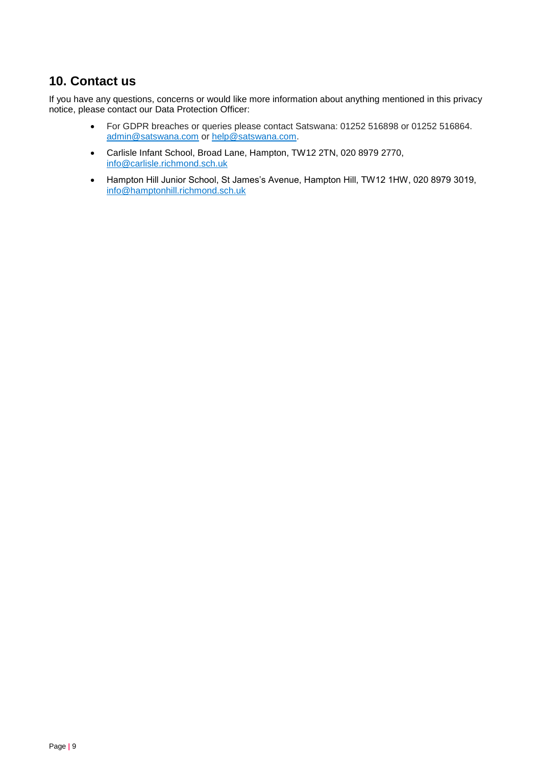## 10. Contact us

If you have any questions, concerns or would like more information about anything mentioned in this privacy notice, please contact our Data Protection Officer:

- For GDPR breaches or queries please contact Satswana: 01252 516898 or 01252 516864. admin@satswana.com or help@satswana.com.
- Carlisle Infant School, Broad Lane, Hampton, TW12 2TN, 020 8979 2770, info@carlisle.richmond.sch.uk
- Hampton Hill Junior School, St James's Avenue, Hampton Hill, TW12 1HW, 020 8979 3019, info@hamptonhill.richmond.sch.uk